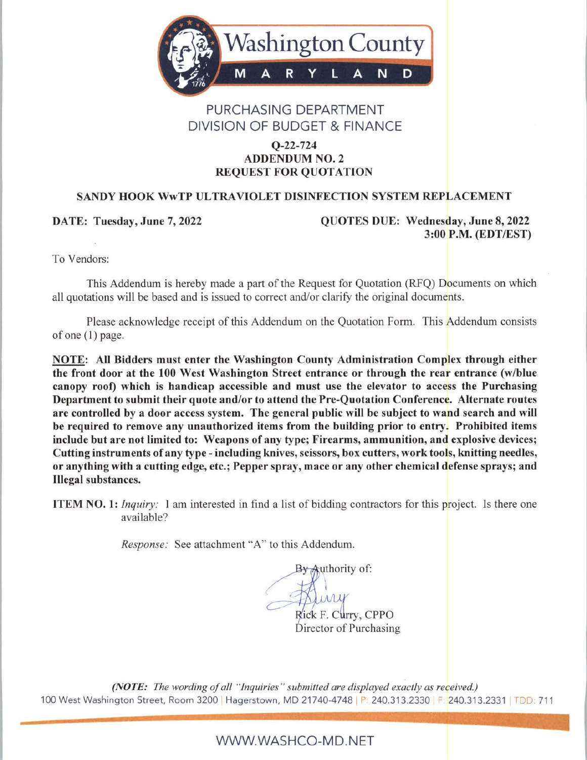# Washington County

## MARYLAND

## PURCHASING DEPARTMENT
## DIVISION OF BUDGET & FINANCE

**Q-22-724**
**ADDENDUM NO. 2**
**REQUEST FOR QUOTATION**

**SANDY HOOK WwTP ULTRAVIOLET DISINFECTION SYSTEM REPLACEMENT**

**DATE: Tuesday, June 7, 2022** **QUOTES DUE: Wednesday, June 8, 2022 3:00 P.M. (EDT/EST)**

To Vendors:

This Addendum is hereby made a part of the Request for Quotation (RFQ) Documents on which all quotations will be based and is issued to correct and/or clarify the original documents.

Please acknowledge receipt of this Addendum on the Quotation Form. This Addendum consists of one (1) page.

**NOTE: All Bidders must enter the Washington County Administration Complex through either the front door at the 100 West Washington Street entrance or through the rear entrance (w/blue canopy roof) which is handicap accessible and must use the elevator to access the Purchasing Department to submit their quote and/or to attend the Pre-Quotation Conference. Alternate routes are controlled by a door access system. The general public will be subject to wand search and will be required to remove any unauthorized items from the building prior to entry. Prohibited items include but are not limited to: Weapons of any type; Firearms, ammunition, and explosive devices; Cutting instruments of any type - including knives, scissors, box cutters, work tools, knitting needles, or anything with a cutting edge, etc.; Pepper spray, mace or any other chemical defense sprays; and Illegal substances.**

**ITEM NO. 1:** *Inquiry:* I am interested in find a list of bidding contractors for this project. Is there one available?

*Response:* See attachment "A" to this Addendum.

By Authority of:

Rick F. Curry, CPPO
Director of Purchasing

***(NOTE:*** *The wording of all "Inquiries" submitted are displayed exactly as received.)*

100 West Washington Street, Room 3200 | Hagerstown, MD 21740-4748 | P: 240.313.2330 | F: 240.313.2331 | TDD: 711

WWW.WASHCO-MD.NET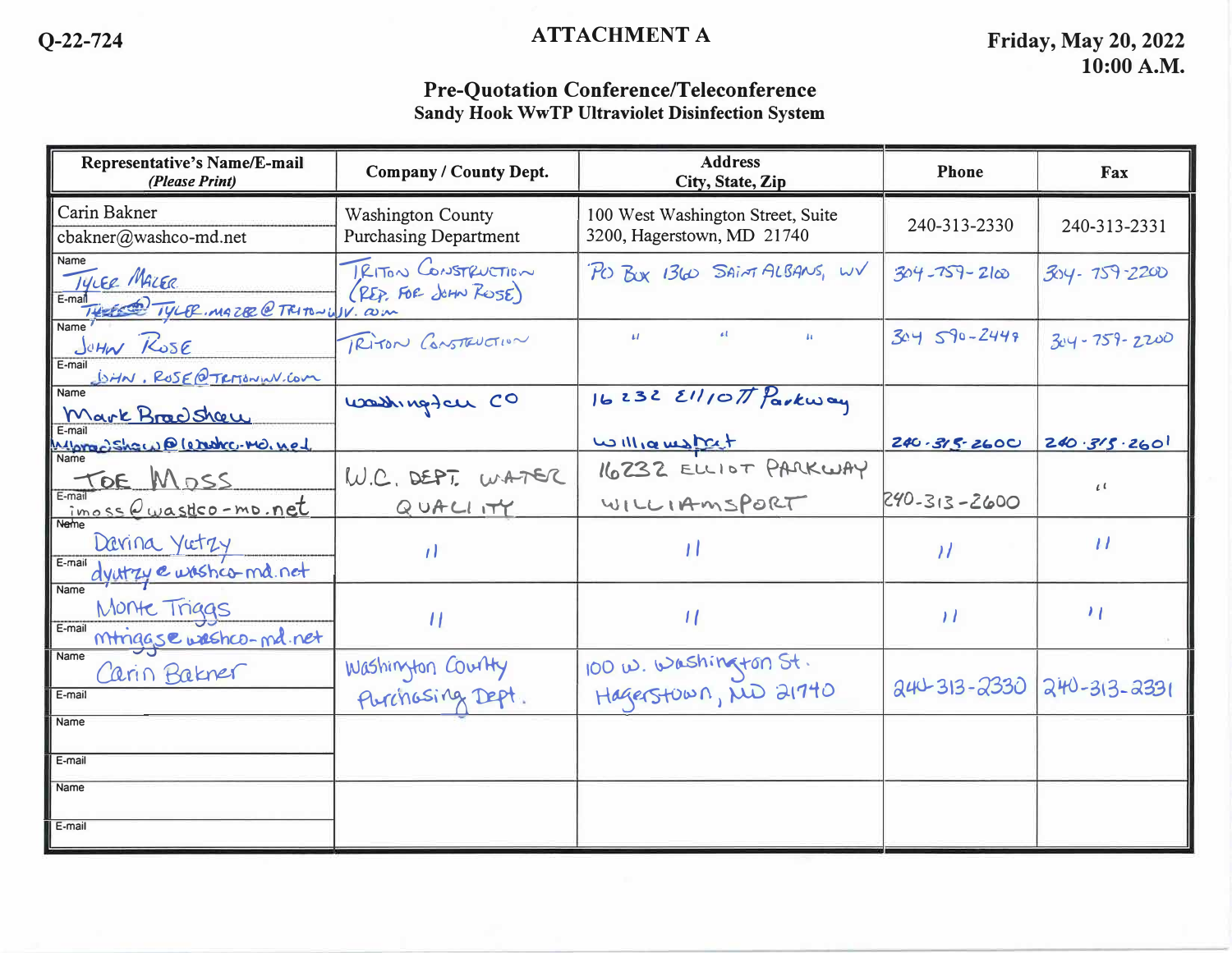Q-22-724

# ATTACHMENT A

Friday, May 20, 2022
10:00 A.M.

## Pre-Quotation Conference/Teleconference
### Sandy Hook WwTP Ultraviolet Disinfection System

| Representative's Name/E-mail *(Please Print)* | Company / County Dept. | Address City, State, Zip | Phone | Fax |
|---|---|---|---|---|
| Carin Bakner<br>cbakner@washco-md.net | Washington County Purchasing Department | 100 West Washington Street, Suite 3200, Hagerstown, MD 21740 | 240-313-2330 | 240-313-2331 |
| Name: Tyler Mazer<br>E-mail: tyler.mazer@triton-wv.com | Triton Construction (Rep. for John Rose) | PO Box 1360 Saint Albans, WV | 304-759-2100 | 304-759-2200 |
| Name: John Rose<br>E-mail: john.rose@tritonwv.com | Triton Construction | " " " | 304 590-2449 | 304-759-2200 |
| Name: Mark Bradshaw<br>E-mail: mbradshaw@washco-md.net | Washington Co | 16232 Elliott Parkway Williamsport | 240-313-2600 | 240-313-2601 |
| Name: Joe Moss<br>E-mail: jmoss@washco-md.net | W.C. Dept. Water Quality | 16232 Elliot Parkway Williamsport | 240-313-2600 | " |
| Name: Davina Yutzy<br>E-mail: dyutzy@washco-md.net | " | " | " | " |
| Name: Monte Triggs<br>E-mail: mtriggs@washco-md.net | " | " | " | " |
| Name: Carin Bakner<br>E-mail: | Washington County Purchasing Dept. | 100 W. Washington St. Hagerstown, MD 21740 | 240-313-2330 | 240-313-2331 |
| Name:<br>E-mail: | | | | |
| Name:<br>E-mail: | | | | |